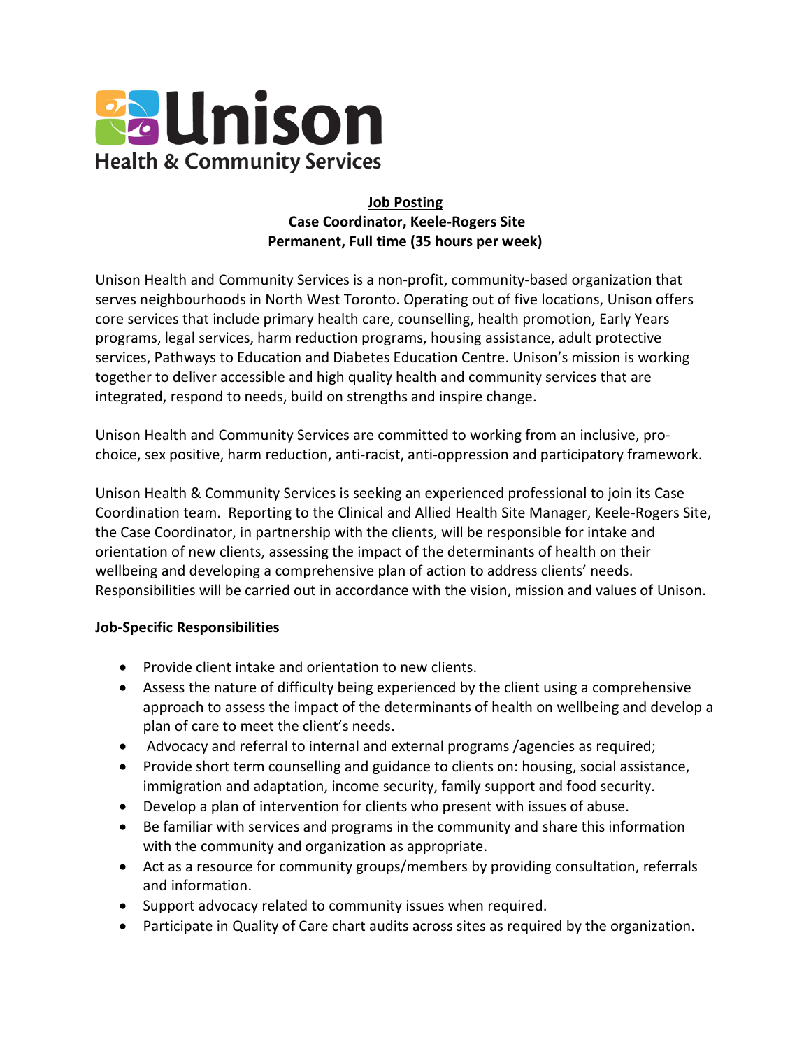Unison Health & Community Services

**Job Posting**
**Case Coordinator, Keele-Rogers Site**
**Permanent, Full time (35 hours per week)**

Unison Health and Community Services is a non-profit, community-based organization that serves neighbourhoods in North West Toronto. Operating out of five locations, Unison offers core services that include primary health care, counselling, health promotion, Early Years programs, legal services, harm reduction programs, housing assistance, adult protective services, Pathways to Education and Diabetes Education Centre. Unison's mission is working together to deliver accessible and high quality health and community services that are integrated, respond to needs, build on strengths and inspire change.

Unison Health and Community Services are committed to working from an inclusive, pro-choice, sex positive, harm reduction, anti-racist, anti-oppression and participatory framework.

Unison Health & Community Services is seeking an experienced professional to join its Case Coordination team. Reporting to the Clinical and Allied Health Site Manager, Keele-Rogers Site, the Case Coordinator, in partnership with the clients, will be responsible for intake and orientation of new clients, assessing the impact of the determinants of health on their wellbeing and developing a comprehensive plan of action to address clients' needs. Responsibilities will be carried out in accordance with the vision, mission and values of Unison.

**Job-Specific Responsibilities**

- Provide client intake and orientation to new clients.
- Assess the nature of difficulty being experienced by the client using a comprehensive approach to assess the impact of the determinants of health on wellbeing and develop a plan of care to meet the client's needs.
- Advocacy and referral to internal and external programs /agencies as required;
- Provide short term counselling and guidance to clients on: housing, social assistance, immigration and adaptation, income security, family support and food security.
- Develop a plan of intervention for clients who present with issues of abuse.
- Be familiar with services and programs in the community and share this information with the community and organization as appropriate.
- Act as a resource for community groups/members by providing consultation, referrals and information.
- Support advocacy related to community issues when required.
- Participate in Quality of Care chart audits across sites as required by the organization.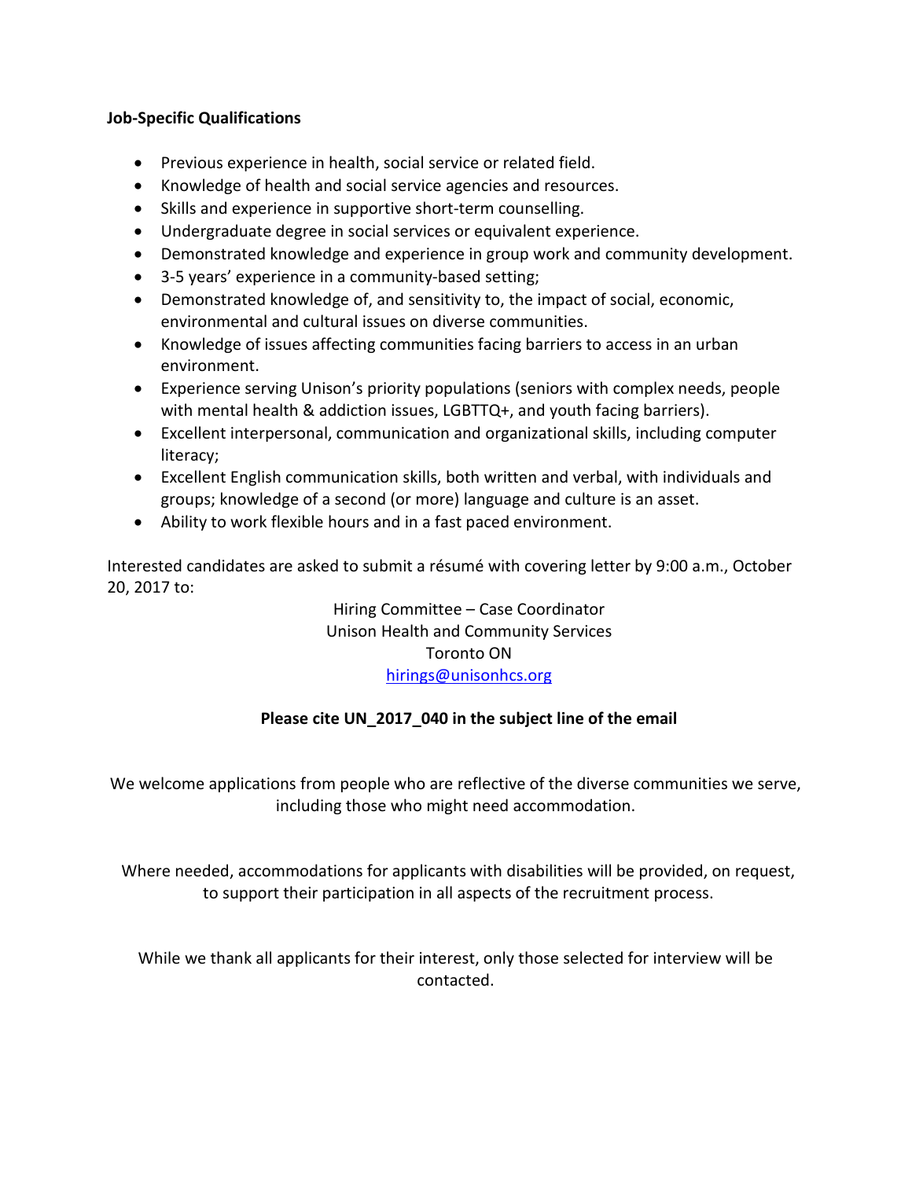**Job-Specific Qualifications**

- Previous experience in health, social service or related field.
- Knowledge of health and social service agencies and resources.
- Skills and experience in supportive short-term counselling.
- Undergraduate degree in social services or equivalent experience.
- Demonstrated knowledge and experience in group work and community development.
- 3-5 years' experience in a community-based setting;
- Demonstrated knowledge of, and sensitivity to, the impact of social, economic, environmental and cultural issues on diverse communities.
- Knowledge of issues affecting communities facing barriers to access in an urban environment.
- Experience serving Unison's priority populations (seniors with complex needs, people with mental health & addiction issues, LGBTTQ+, and youth facing barriers).
- Excellent interpersonal, communication and organizational skills, including computer literacy;
- Excellent English communication skills, both written and verbal, with individuals and groups; knowledge of a second (or more) language and culture is an asset.
- Ability to work flexible hours and in a fast paced environment.

Interested candidates are asked to submit a résumé with covering letter by 9:00 a.m., October 20, 2017 to:

Hiring Committee – Case Coordinator
Unison Health and Community Services
Toronto ON
hirings@unisonhcs.org

**Please cite UN_2017_040 in the subject line of the email**

We welcome applications from people who are reflective of the diverse communities we serve, including those who might need accommodation.

Where needed, accommodations for applicants with disabilities will be provided, on request, to support their participation in all aspects of the recruitment process.

While we thank all applicants for their interest, only those selected for interview will be contacted.